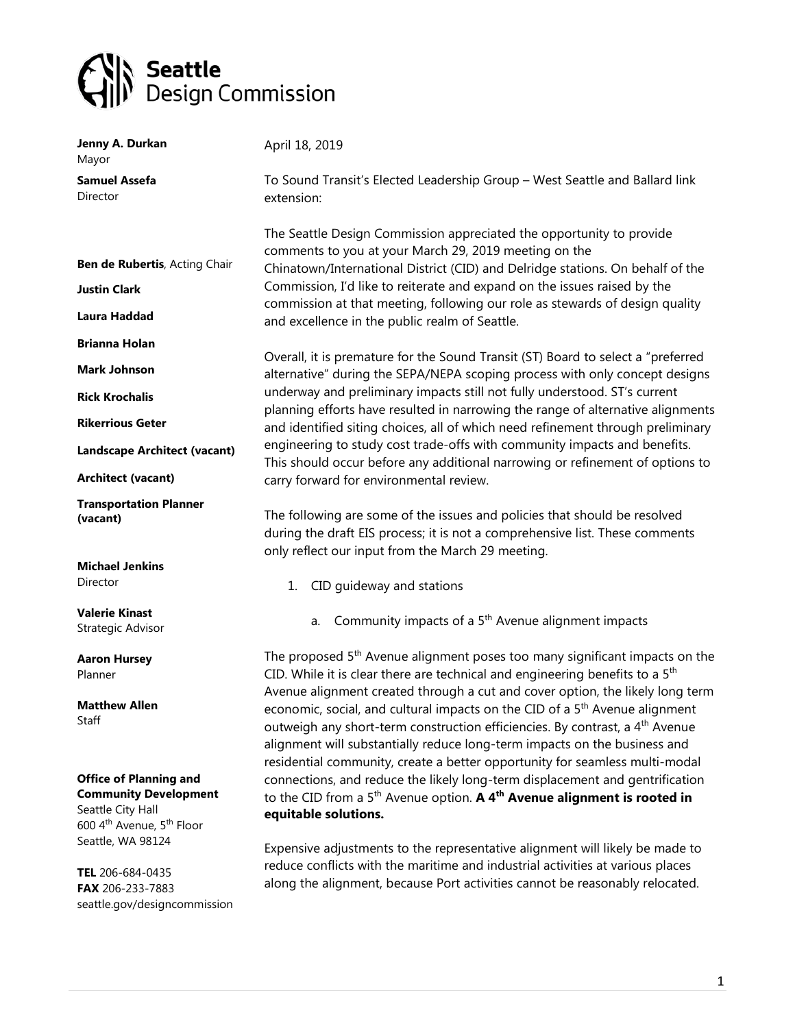# Seattle Design Commission

**Jenny A. Durkan**
Mayor

**Samuel Assefa**
Director

**Ben de Rubertis**, Acting Chair

**Justin Clark**

**Laura Haddad**

**Brianna Holan**

**Mark Johnson**

**Rick Krochalis**

**Rikerrious Geter**

**Landscape Architect (vacant)**

**Architect (vacant)**

**Transportation Planner (vacant)**

**Michael Jenkins**
Director

**Valerie Kinast**
Strategic Advisor

**Aaron Hursey**
Planner

**Matthew Allen**
Staff

**Office of Planning and Community Development**
Seattle City Hall
600 4th Avenue, 5th Floor
Seattle, WA 98124

**TEL** 206-684-0435
**FAX** 206-233-7883
seattle.gov/designcommission

---

April 18, 2019

To Sound Transit's Elected Leadership Group – West Seattle and Ballard link extension:

The Seattle Design Commission appreciated the opportunity to provide comments to you at your March 29, 2019 meeting on the Chinatown/International District (CID) and Delridge stations. On behalf of the Commission, I'd like to reiterate and expand on the issues raised by the commission at that meeting, following our role as stewards of design quality and excellence in the public realm of Seattle.

Overall, it is premature for the Sound Transit (ST) Board to select a "preferred alternative" during the SEPA/NEPA scoping process with only concept designs underway and preliminary impacts still not fully understood. ST's current planning efforts have resulted in narrowing the range of alternative alignments and identified siting choices, all of which need refinement through preliminary engineering to study cost trade-offs with community impacts and benefits. This should occur before any additional narrowing or refinement of options to carry forward for environmental review.

The following are some of the issues and policies that should be resolved during the draft EIS process; it is not a comprehensive list. These comments only reflect our input from the March 29 meeting.

1. CID guideway and stations

   a. Community impacts of a 5th Avenue alignment impacts

The proposed 5th Avenue alignment poses too many significant impacts on the CID. While it is clear there are technical and engineering benefits to a 5th Avenue alignment created through a cut and cover option, the likely long term economic, social, and cultural impacts on the CID of a 5th Avenue alignment outweigh any short-term construction efficiencies. By contrast, a 4th Avenue alignment will substantially reduce long-term impacts on the business and residential community, create a better opportunity for seamless multi-modal connections, and reduce the likely long-term displacement and gentrification to the CID from a 5th Avenue option. **A 4th Avenue alignment is rooted in equitable solutions.**

Expensive adjustments to the representative alignment will likely be made to reduce conflicts with the maritime and industrial activities at various places along the alignment, because Port activities cannot be reasonably relocated.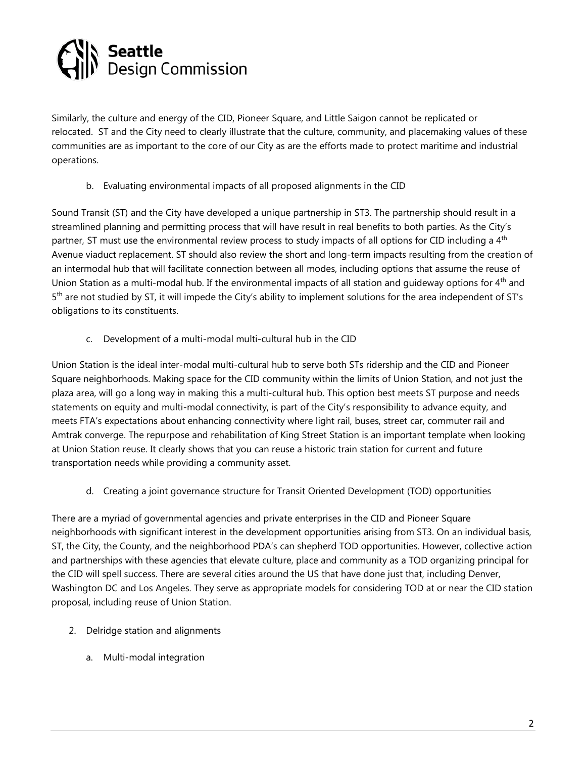Similarly, the culture and energy of the CID, Pioneer Square, and Little Saigon cannot be replicated or relocated. ST and the City need to clearly illustrate that the culture, community, and placemaking values of these communities are as important to the core of our City as are the efforts made to protect maritime and industrial operations.

b. Evaluating environmental impacts of all proposed alignments in the CID

Sound Transit (ST) and the City have developed a unique partnership in ST3. The partnership should result in a streamlined planning and permitting process that will have result in real benefits to both parties. As the City's partner, ST must use the environmental review process to study impacts of all options for CID including a 4th Avenue viaduct replacement. ST should also review the short and long-term impacts resulting from the creation of an intermodal hub that will facilitate connection between all modes, including options that assume the reuse of Union Station as a multi-modal hub. If the environmental impacts of all station and guideway options for 4th and 5th are not studied by ST, it will impede the City's ability to implement solutions for the area independent of ST's obligations to its constituents.

c. Development of a multi-modal multi-cultural hub in the CID

Union Station is the ideal inter-modal multi-cultural hub to serve both STs ridership and the CID and Pioneer Square neighborhoods. Making space for the CID community within the limits of Union Station, and not just the plaza area, will go a long way in making this a multi-cultural hub. This option best meets ST purpose and needs statements on equity and multi-modal connectivity, is part of the City's responsibility to advance equity, and meets FTA's expectations about enhancing connectivity where light rail, buses, street car, commuter rail and Amtrak converge. The repurpose and rehabilitation of King Street Station is an important template when looking at Union Station reuse. It clearly shows that you can reuse a historic train station for current and future transportation needs while providing a community asset.

d. Creating a joint governance structure for Transit Oriented Development (TOD) opportunities

There are a myriad of governmental agencies and private enterprises in the CID and Pioneer Square neighborhoods with significant interest in the development opportunities arising from ST3. On an individual basis, ST, the City, the County, and the neighborhood PDA's can shepherd TOD opportunities. However, collective action and partnerships with these agencies that elevate culture, place and community as a TOD organizing principal for the CID will spell success. There are several cities around the US that have done just that, including Denver, Washington DC and Los Angeles. They serve as appropriate models for considering TOD at or near the CID station proposal, including reuse of Union Station.

2. Delridge station and alignments

   a. Multi-modal integration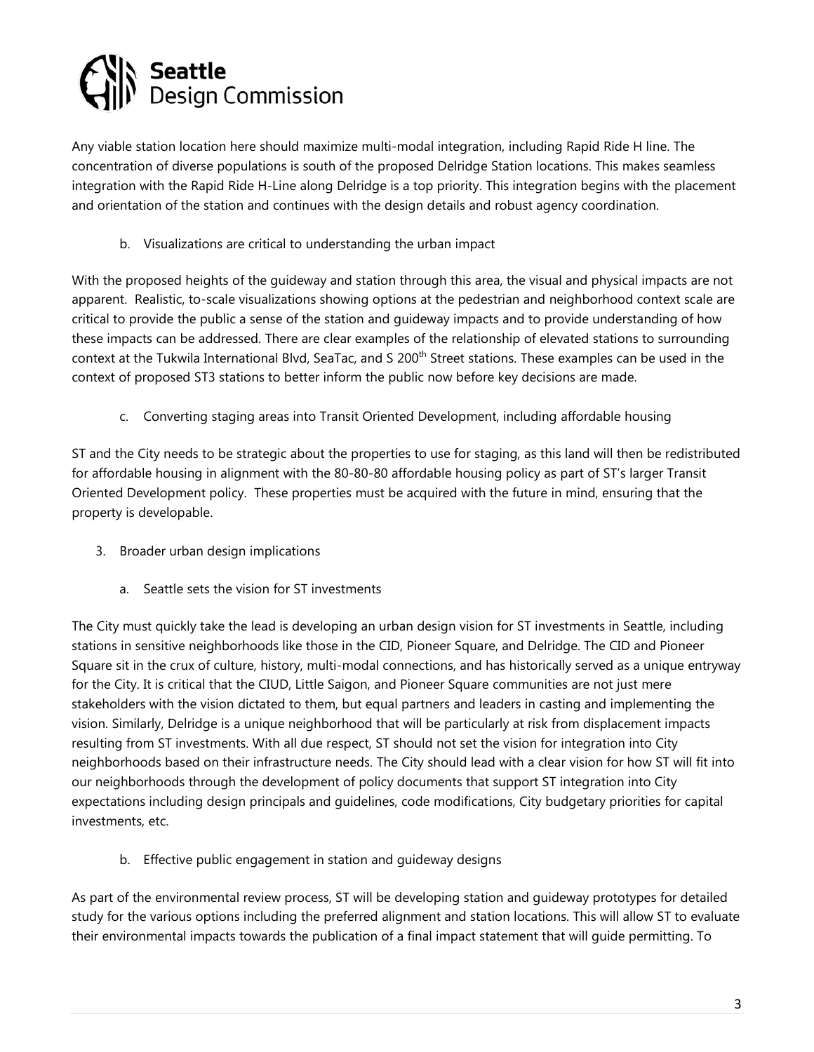Any viable station location here should maximize multi-modal integration, including Rapid Ride H line. The concentration of diverse populations is south of the proposed Delridge Station locations. This makes seamless integration with the Rapid Ride H-Line along Delridge is a top priority. This integration begins with the placement and orientation of the station and continues with the design details and robust agency coordination.

b. Visualizations are critical to understanding the urban impact

With the proposed heights of the guideway and station through this area, the visual and physical impacts are not apparent. Realistic, to-scale visualizations showing options at the pedestrian and neighborhood context scale are critical to provide the public a sense of the station and guideway impacts and to provide understanding of how these impacts can be addressed. There are clear examples of the relationship of elevated stations to surrounding context at the Tukwila International Blvd, SeaTac, and S 200th Street stations. These examples can be used in the context of proposed ST3 stations to better inform the public now before key decisions are made.

c. Converting staging areas into Transit Oriented Development, including affordable housing

ST and the City needs to be strategic about the properties to use for staging, as this land will then be redistributed for affordable housing in alignment with the 80-80-80 affordable housing policy as part of ST's larger Transit Oriented Development policy. These properties must be acquired with the future in mind, ensuring that the property is developable.

3. Broader urban design implications

   a. Seattle sets the vision for ST investments

The City must quickly take the lead is developing an urban design vision for ST investments in Seattle, including stations in sensitive neighborhoods like those in the CID, Pioneer Square, and Delridge. The CID and Pioneer Square sit in the crux of culture, history, multi-modal connections, and has historically served as a unique entryway for the City. It is critical that the CIUD, Little Saigon, and Pioneer Square communities are not just mere stakeholders with the vision dictated to them, but equal partners and leaders in casting and implementing the vision. Similarly, Delridge is a unique neighborhood that will be particularly at risk from displacement impacts resulting from ST investments. With all due respect, ST should not set the vision for integration into City neighborhoods based on their infrastructure needs. The City should lead with a clear vision for how ST will fit into our neighborhoods through the development of policy documents that support ST integration into City expectations including design principals and guidelines, code modifications, City budgetary priorities for capital investments, etc.

   b. Effective public engagement in station and guideway designs

As part of the environmental review process, ST will be developing station and guideway prototypes for detailed study for the various options including the preferred alignment and station locations. This will allow ST to evaluate their environmental impacts towards the publication of a final impact statement that will guide permitting. To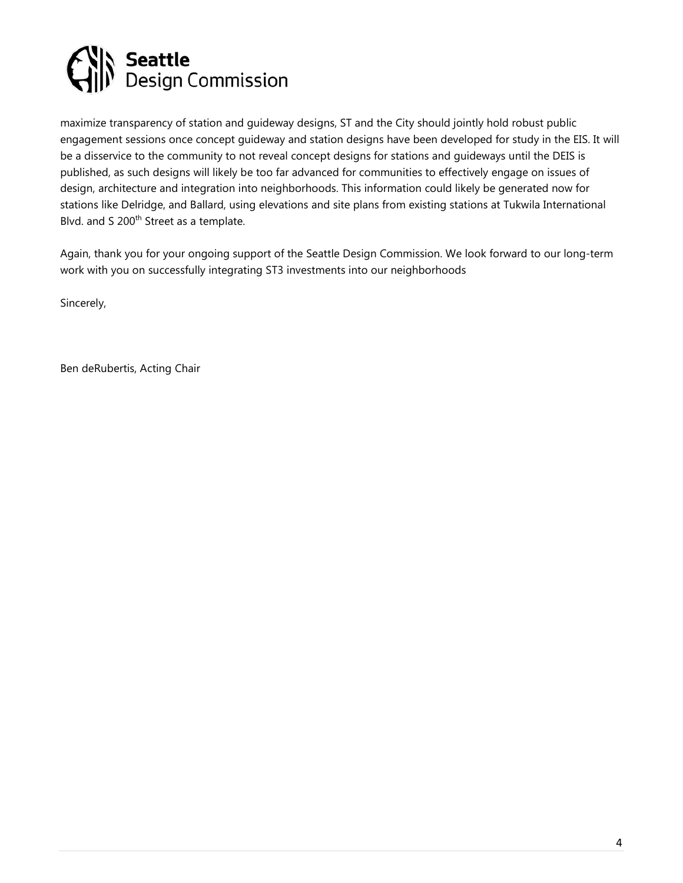maximize transparency of station and guideway designs, ST and the City should jointly hold robust public engagement sessions once concept guideway and station designs have been developed for study in the EIS. It will be a disservice to the community to not reveal concept designs for stations and guideways until the DEIS is published, as such designs will likely be too far advanced for communities to effectively engage on issues of design, architecture and integration into neighborhoods. This information could likely be generated now for stations like Delridge, and Ballard, using elevations and site plans from existing stations at Tukwila International Blvd. and S 200th Street as a template.

Again, thank you for your ongoing support of the Seattle Design Commission. We look forward to our long-term work with you on successfully integrating ST3 investments into our neighborhoods

Sincerely,

Ben deRubertis, Acting Chair